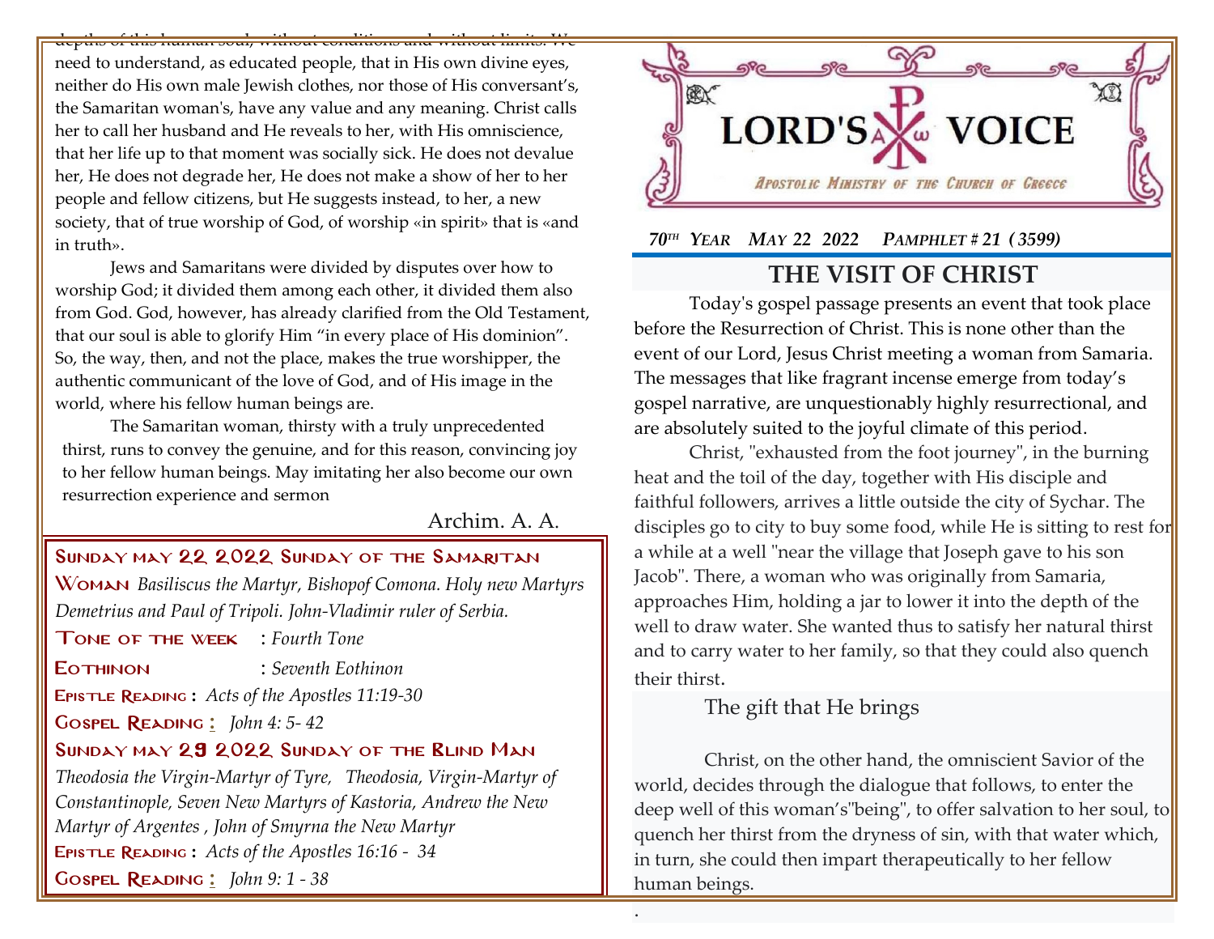depths of this human soul, without conditions and without limits. We need to understand, as educated people, that in His own divine eyes, neither do His own male Jewish clothes, nor those of His conversant's, the Samaritan woman's, have any value and any meaning. Christ calls her to call her husband and He reveals to her, with His omniscience, that her life up to that moment was socially sick. He does not devalue her, He does not degrade her, He does not make a show of her to her people and fellow citizens, but He suggests instead, to her, a new society, that of true worship of God, of worship «in spirit» that is «and in truth».

Jews and Samaritans were divided by disputes over how to worship God; it divided them among each other, it divided them also from God. God, however, has already clarified from the Old Testament, that our soul is able to glorify Him "in every place of His dominion". So, the way, then, and not the place, makes the true worshipper, the authentic communicant of the love of God, and of His image in the world, where his fellow human beings are.

The Samaritan woman, thirsty with a truly unprecedented thirst, runs to convey the genuine, and for this reason, convincing joy to her fellow human beings. May imitating her also become our own resurrection experience and sermon

Archim. A. A.

**SUNDAY MAY 22 2022 SUNDAY OF THE SAMARITAN WOMAN** *Basiliscus the Martyr, Bishopof Comona. Holy new Martyrs Demetrius and Paul of Tripoli. John-Vladimir ruler of Serbia.*

**TONE OF THE WEEK** : *Fourth Tone*

**EOTHINON** : *Seventh Eothinon*

**EPISTLE READING** : *Acts of the Apostles 11:19-30*

**GOSPEL READING** : *John 4: 5- 42*

**SUNDAY MAY 29 2022 SUNDAY OF THE BLIND MAN**

*Theodosia the Virgin-Martyr of Tyre, Theodosia, Virgin-Martyr of Constantinople, Seven New Martyrs of Kastoria, Andrew the New Martyr of Argentes , John of Smyrna the New Martyr*

**EPISTLE READING** : *Acts of the Apostles 16:16 - 34*

**GOSPEL READING** : *John 9: 1 - 38*

# LORD'S VOICE

*APOSTOLIC MINISTRY OF THE CHURCH OF GREECE*

***70TH YEAR MAY 22 2022 PAMPHLET # 21 (3599)***

## THE VISIT OF CHRIST

Today's gospel passage presents an event that took place before the Resurrection of Christ. This is none other than the event of our Lord, Jesus Christ meeting a woman from Samaria. The messages that like fragrant incense emerge from today's gospel narrative, are unquestionably highly resurrectional, and are absolutely suited to the joyful climate of this period.

Christ, "exhausted from the foot journey", in the burning heat and the toil of the day, together with His disciple and faithful followers, arrives a little outside the city of Sychar. The disciples go to city to buy some food, while He is sitting to rest for a while at a well "near the village that Joseph gave to his son Jacob". There, a woman who was originally from Samaria, approaches Him, holding a jar to lower it into the depth of the well to draw water. She wanted thus to satisfy her natural thirst and to carry water to her family, so that they could also quench their thirst.

### The gift that He brings

Christ, on the other hand, the omniscient Savior of the world, decides through the dialogue that follows, to enter the deep well of this woman's"being", to offer salvation to her soul, to quench her thirst from the dryness of sin, with that water which, in turn, she could then impart therapeutically to her fellow human beings.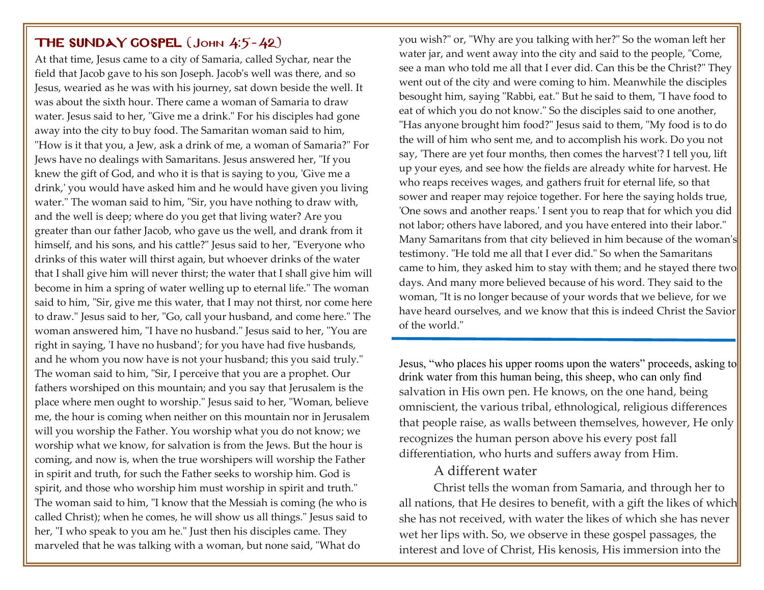## THE SUNDAY GOSPEL (John 4:5-42)

At that time, Jesus came to a city of Samaria, called Sychar, near the field that Jacob gave to his son Joseph. Jacob's well was there, and so Jesus, wearied as he was with his journey, sat down beside the well. It was about the sixth hour. There came a woman of Samaria to draw water. Jesus said to her, "Give me a drink." For his disciples had gone away into the city to buy food. The Samaritan woman said to him, "How is it that you, a Jew, ask a drink of me, a woman of Samaria?" For Jews have no dealings with Samaritans. Jesus answered her, "If you knew the gift of God, and who it is that is saying to you, 'Give me a drink,' you would have asked him and he would have given you living water." The woman said to him, "Sir, you have nothing to draw with, and the well is deep; where do you get that living water? Are you greater than our father Jacob, who gave us the well, and drank from it himself, and his sons, and his cattle?" Jesus said to her, "Everyone who drinks of this water will thirst again, but whoever drinks of the water that I shall give him will never thirst; the water that I shall give him will become in him a spring of water welling up to eternal life." The woman said to him, "Sir, give me this water, that I may not thirst, nor come here to draw." Jesus said to her, "Go, call your husband, and come here." The woman answered him, "I have no husband." Jesus said to her, "You are right in saying, 'I have no husband'; for you have had five husbands, and he whom you now have is not your husband; this you said truly." The woman said to him, "Sir, I perceive that you are a prophet. Our fathers worshiped on this mountain; and you say that Jerusalem is the place where men ought to worship." Jesus said to her, "Woman, believe me, the hour is coming when neither on this mountain nor in Jerusalem will you worship the Father. You worship what you do not know; we worship what we know, for salvation is from the Jews. But the hour is coming, and now is, when the true worshipers will worship the Father in spirit and truth, for such the Father seeks to worship him. God is spirit, and those who worship him must worship in spirit and truth." The woman said to him, "I know that the Messiah is coming (he who is called Christ); when he comes, he will show us all things." Jesus said to her, "I who speak to you am he." Just then his disciples came. They marveled that he was talking with a woman, but none said, "What do you wish?" or, "Why are you talking with her?" So the woman left her water jar, and went away into the city and said to the people, "Come, see a man who told me all that I ever did. Can this be the Christ?" They went out of the city and were coming to him. Meanwhile the disciples besought him, saying "Rabbi, eat." But he said to them, "I have food to eat of which you do not know." So the disciples said to one another, "Has anyone brought him food?" Jesus said to them, "My food is to do the will of him who sent me, and to accomplish his work. Do you not say, 'There are yet four months, then comes the harvest'? I tell you, lift up your eyes, and see how the fields are already white for harvest. He who reaps receives wages, and gathers fruit for eternal life, so that sower and reaper may rejoice together. For here the saying holds true, 'One sows and another reaps.' I sent you to reap that for which you did not labor; others have labored, and you have entered into their labor." Many Samaritans from that city believed in him because of the woman's testimony. "He told me all that I ever did." So when the Samaritans came to him, they asked him to stay with them; and he stayed there two days. And many more believed because of his word. They said to the woman, "It is no longer because of your words that we believe, for we have heard ourselves, and we know that this is indeed Christ the Savior of the world."

---

Jesus, "who places his upper rooms upon the waters" proceeds, asking to drink water from this human being, this sheep, who can only find salvation in His own pen. He knows, on the one hand, being omniscient, the various tribal, ethnological, religious differences that people raise, as walls between themselves, however, He only recognizes the human person above his every post fall differentiation, who hurts and suffers away from Him.

### A different water

Christ tells the woman from Samaria, and through her to all nations, that He desires to benefit, with a gift the likes of which she has not received, with water the likes of which she has never wet her lips with. So, we observe in these gospel passages, the interest and love of Christ, His kenosis, His immersion into the